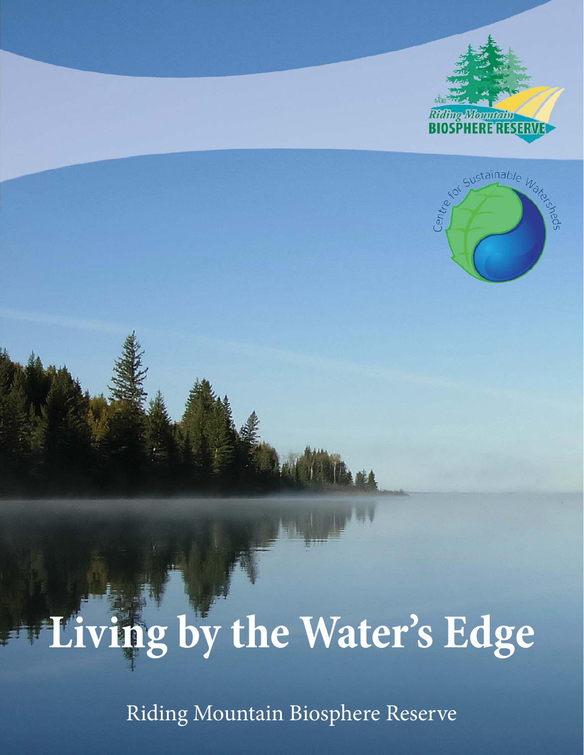Riding Mountain BIOSPHERE RESERVE

Centre for Sustainable Watersheds

# Living by the Water's Edge

Riding Mountain Biosphere Reserve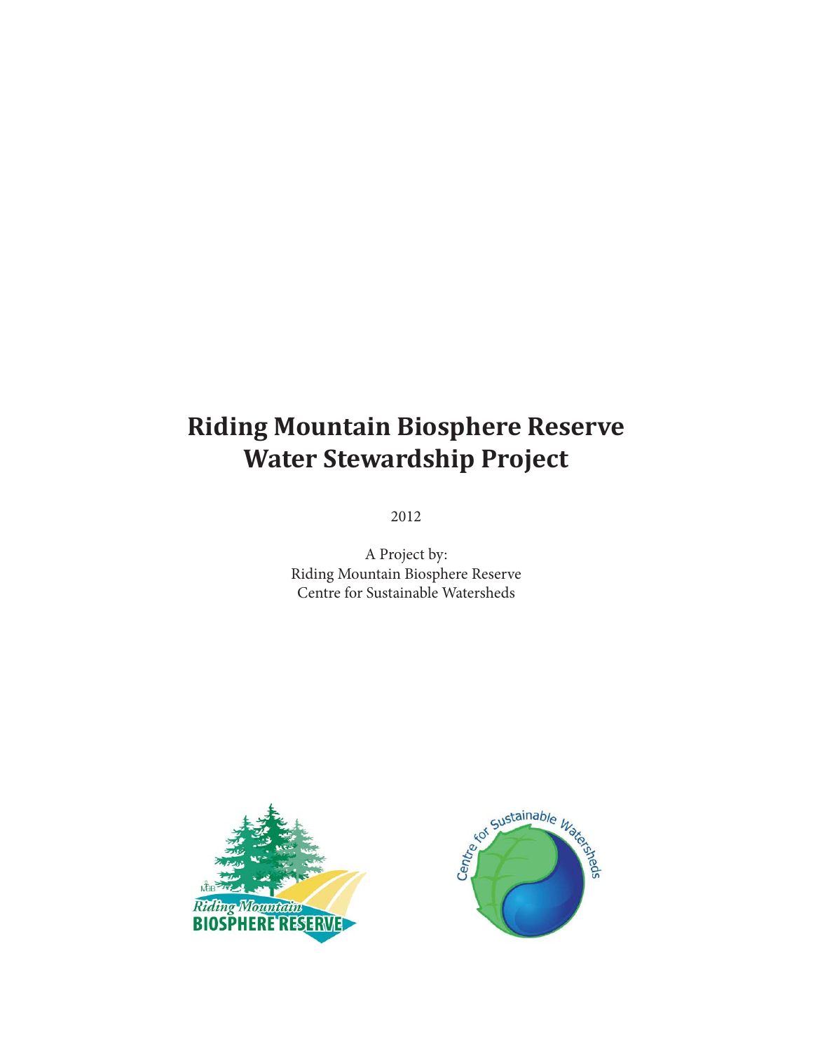# Riding Mountain Biosphere Reserve Water Stewardship Project

2012

A Project by:
Riding Mountain Biosphere Reserve
Centre for Sustainable Watersheds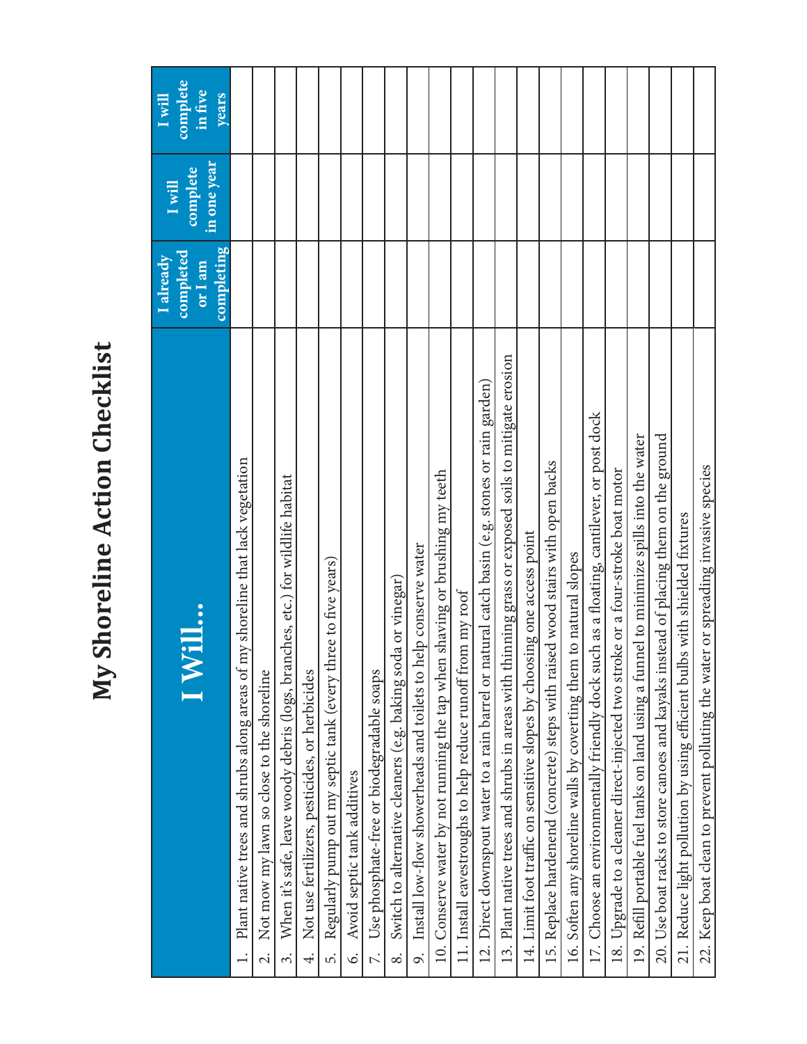# My Shoreline Action Checklist

| I Will... | I already completed or I am completing | I will complete in one year | I will complete in five years |
|---|---|---|---|
| 1. Plant native trees and shrubs along areas of my shoreline that lack vegetation | | | |
| 2. Not mow my lawn so close to the shoreline | | | |
| 3. When it's safe, leave woody debris (logs, branches, etc.) for wildlife habitat | | | |
| 4. Not use fertilizers, pesticides, or herbicides | | | |
| 5. Regularly pump out my septic tank (every three to five years) | | | |
| 6. Avoid septic tank additives | | | |
| 7. Use phosphate-free or biodegradable soaps | | | |
| 8. Switch to alternative cleaners (e.g. baking soda or vinegar) | | | |
| 9. Install low-flow showerheads and toilets to help conserve water | | | |
| 10. Conserve water by not running the tap when shaving or brushing my teeth | | | |
| 11. Install eavestroughs to help reduce runoff from my roof | | | |
| 12. Direct downspout water to a rain barrel or natural catch basin (e.g. stones or rain garden) | | | |
| 13. Plant native trees and shrubs in areas with thinning grass or exposed soils to mitigate erosion | | | |
| 14. Limit foot traffic on sensitive slopes by choosing one access point | | | |
| 15. Replace hardenend (concrete) steps with raised wood stairs with open backs | | | |
| 16. Soften any shoreline walls by coverting them to natural slopes | | | |
| 17. Choose an environmentally friendly dock such as a floating, cantilever, or post dock | | | |
| 18. Upgrade to a cleaner direct-injected two stroke or a four-stroke boat motor | | | |
| 19. Refill portable fuel tanks on land using a funnel to minimize spills into the water | | | |
| 20. Use boat racks to store canoes and kayaks instead of placing them on the ground | | | |
| 21. Reduce light pollution by using efficient bulbs with shielded fixtures | | | |
| 22. Keep boat clean to prevent polluting the water or spreading invasive species | | | |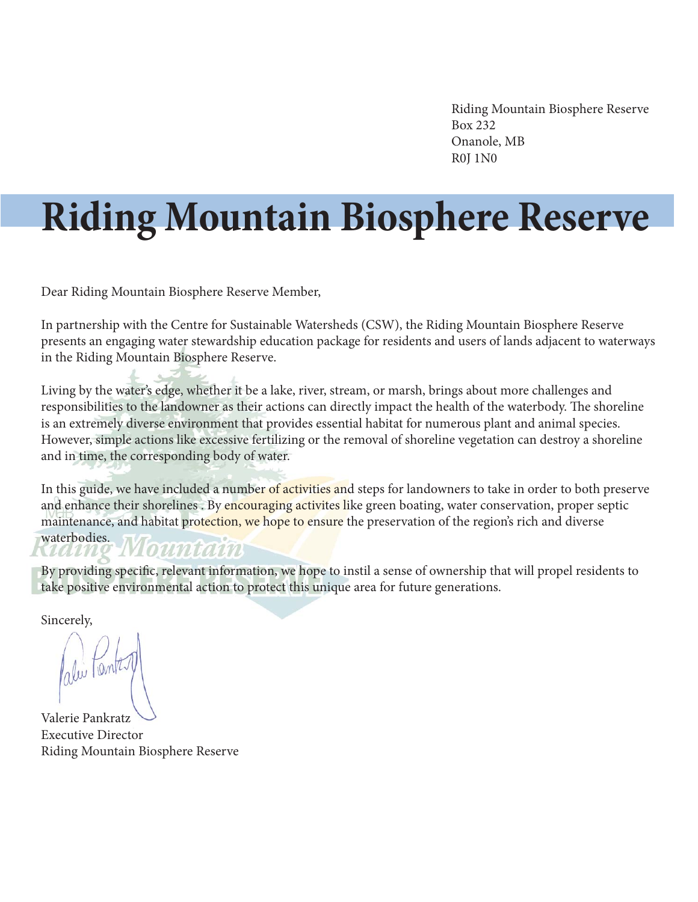Riding Mountain Biosphere Reserve
Box 232
Onanole, MB
R0J 1N0

# Riding Mountain Biosphere Reserve

Dear Riding Mountain Biosphere Reserve Member,

In partnership with the Centre for Sustainable Watersheds (CSW), the Riding Mountain Biosphere Reserve presents an engaging water stewardship education package for residents and users of lands adjacent to waterways in the Riding Mountain Biosphere Reserve.

Living by the water's edge, whether it be a lake, river, stream, or marsh, brings about more challenges and responsibilities to the landowner as their actions can directly impact the health of the waterbody. The shoreline is an extremely diverse environment that provides essential habitat for numerous plant and animal species. However, simple actions like excessive fertilizing or the removal of shoreline vegetation can destroy a shoreline and in time, the corresponding body of water.

In this guide, we have included a number of activities and steps for landowners to take in order to both preserve and enhance their shorelines . By encouraging activites like green boating, water conservation, proper septic maintenance, and habitat protection, we hope to ensure the preservation of the region's rich and diverse waterbodies.

By providing specific, relevant information, we hope to instil a sense of ownership that will propel residents to take positive environmental action to protect this unique area for future generations.

Sincerely,

Valerie Pankratz
Executive Director
Riding Mountain Biosphere Reserve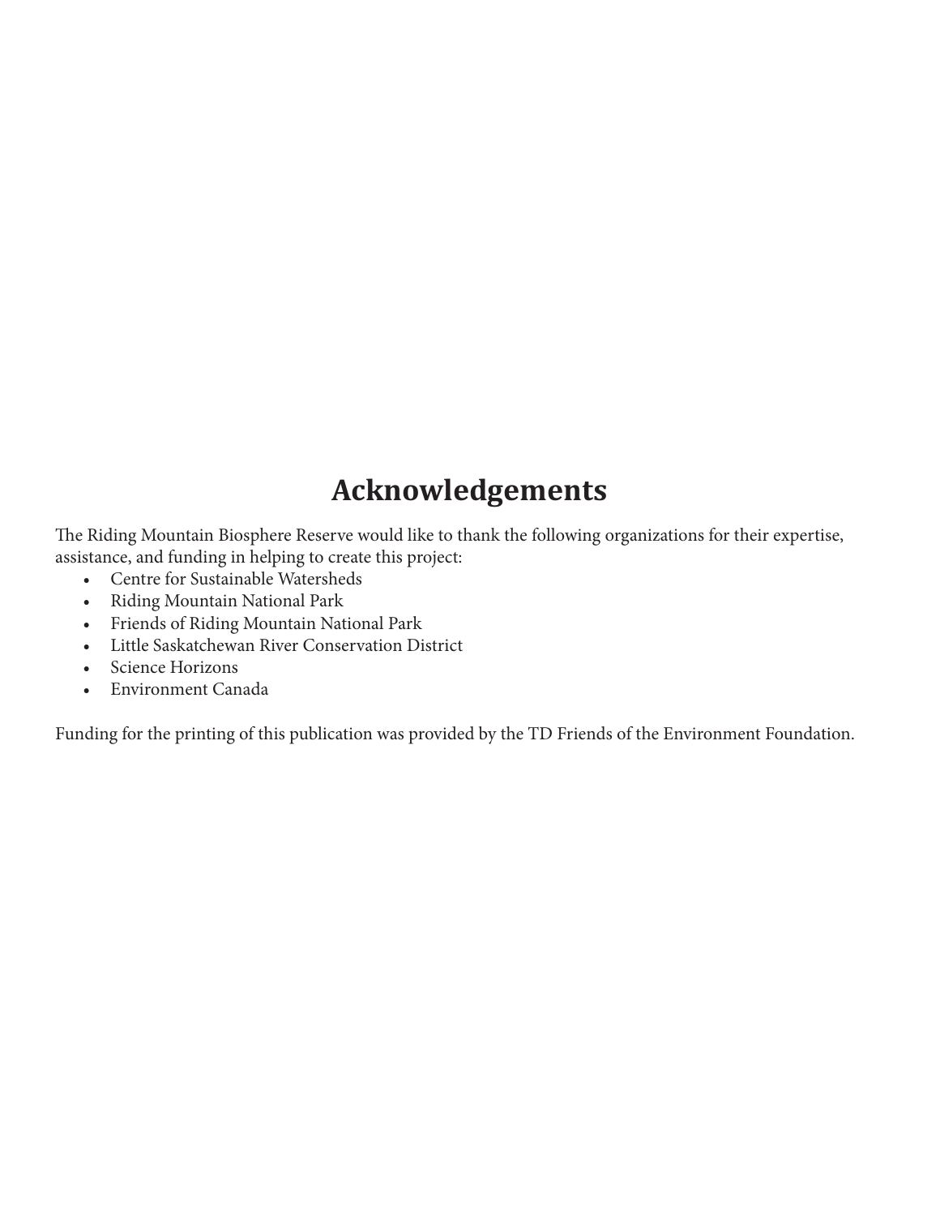# Acknowledgements

The Riding Mountain Biosphere Reserve would like to thank the following organizations for their expertise, assistance, and funding in helping to create this project:

- Centre for Sustainable Watersheds
- Riding Mountain National Park
- Friends of Riding Mountain National Park
- Little Saskatchewan River Conservation District
- Science Horizons
- Environment Canada

Funding for the printing of this publication was provided by the TD Friends of the Environment Foundation.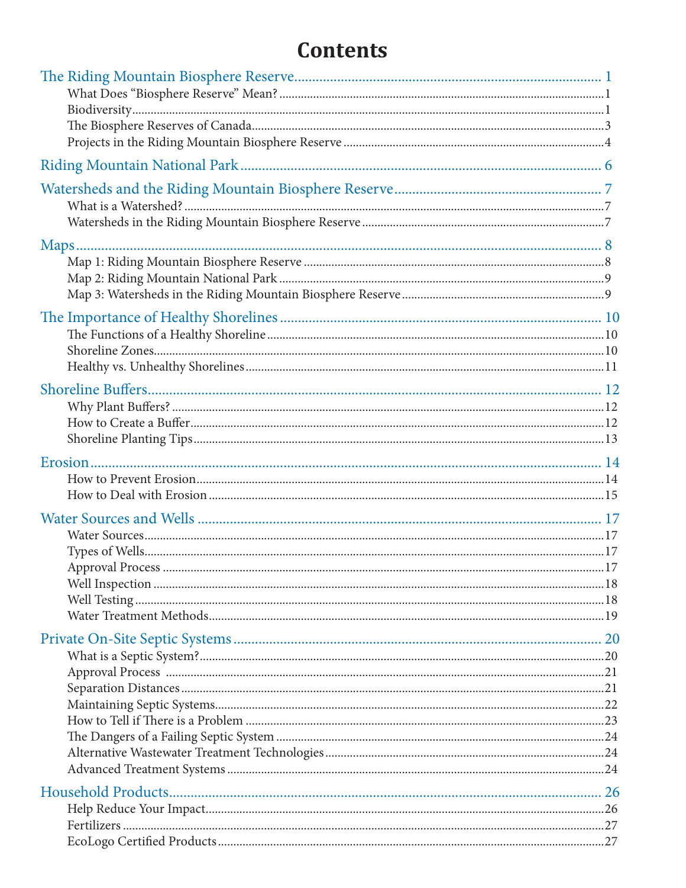# Contents

- The Riding Mountain Biosphere Reserve ... 1
  - What Does "Biosphere Reserve" Mean? ... 1
  - Biodiversity ... 1
  - The Biosphere Reserves of Canada ... 3
  - Projects in the Riding Mountain Biosphere Reserve ... 4
- Riding Mountain National Park ... 6
- Watersheds and the Riding Mountain Biosphere Reserve ... 7
  - What is a Watershed? ... 7
  - Watersheds in the Riding Mountain Biosphere Reserve ... 7
- Maps ... 8
  - Map 1: Riding Mountain Biosphere Reserve ... 8
  - Map 2: Riding Mountain National Park ... 9
  - Map 3: Watersheds in the Riding Mountain Biosphere Reserve ... 9
- The Importance of Healthy Shorelines ... 10
  - The Functions of a Healthy Shoreline ... 10
  - Shoreline Zones ... 10
  - Healthy vs. Unhealthy Shorelines ... 11
- Shoreline Buffers ... 12
  - Why Plant Buffers? ... 12
  - How to Create a Buffer ... 12
  - Shoreline Planting Tips ... 13
- Erosion ... 14
  - How to Prevent Erosion ... 14
  - How to Deal with Erosion ... 15
- Water Sources and Wells ... 17
  - Water Sources ... 17
  - Types of Wells ... 17
  - Approval Process ... 17
  - Well Inspection ... 18
  - Well Testing ... 18
  - Water Treatment Methods ... 19
- Private On-Site Septic Systems ... 20
  - What is a Septic System? ... 20
  - Approval Process ... 21
  - Separation Distances ... 21
  - Maintaining Septic Systems ... 22
  - How to Tell if There is a Problem ... 23
  - The Dangers of a Failing Septic System ... 24
  - Alternative Wastewater Treatment Technologies ... 24
  - Advanced Treatment Systems ... 24
- Household Products ... 26
  - Help Reduce Your Impact ... 26
  - Fertilizers ... 27
  - EcoLogo Certified Products ... 27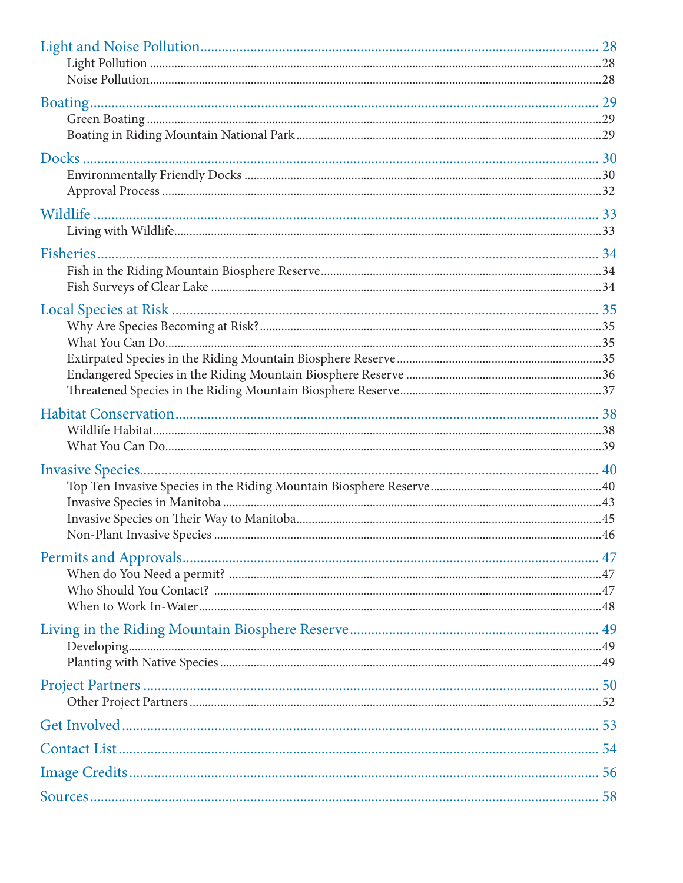Light and Noise Pollution .......... 28
- Light Pollution .......... 28
- Noise Pollution .......... 28

Boating .......... 29
- Green Boating .......... 29
- Boating in Riding Mountain National Park .......... 29

Docks .......... 30
- Environmentally Friendly Docks .......... 30
- Approval Process .......... 32

Wildlife .......... 33
- Living with Wildlife .......... 33

Fisheries .......... 34
- Fish in the Riding Mountain Biosphere Reserve .......... 34
- Fish Surveys of Clear Lake .......... 34

Local Species at Risk .......... 35
- Why Are Species Becoming at Risk? .......... 35
- What You Can Do .......... 35
- Extirpated Species in the Riding Mountain Biosphere Reserve .......... 35
- Endangered Species in the Riding Mountain Biosphere Reserve .......... 36
- Threatened Species in the Riding Mountain Biosphere Reserve .......... 37

Habitat Conservation .......... 38
- Wildlife Habitat .......... 38
- What You Can Do .......... 39

Invasive Species .......... 40
- Top Ten Invasive Species in the Riding Mountain Biosphere Reserve .......... 40
- Invasive Species in Manitoba .......... 43
- Invasive Species on Their Way to Manitoba .......... 45
- Non-Plant Invasive Species .......... 46

Permits and Approvals .......... 47
- When do You Need a permit? .......... 47
- Who Should You Contact? .......... 47
- When to Work In-Water .......... 48

Living in the Riding Mountain Biosphere Reserve .......... 49
- Developing .......... 49
- Planting with Native Species .......... 49

Project Partners .......... 50
- Other Project Partners .......... 52

Get Involved .......... 53

Contact List .......... 54

Image Credits .......... 56

Sources .......... 58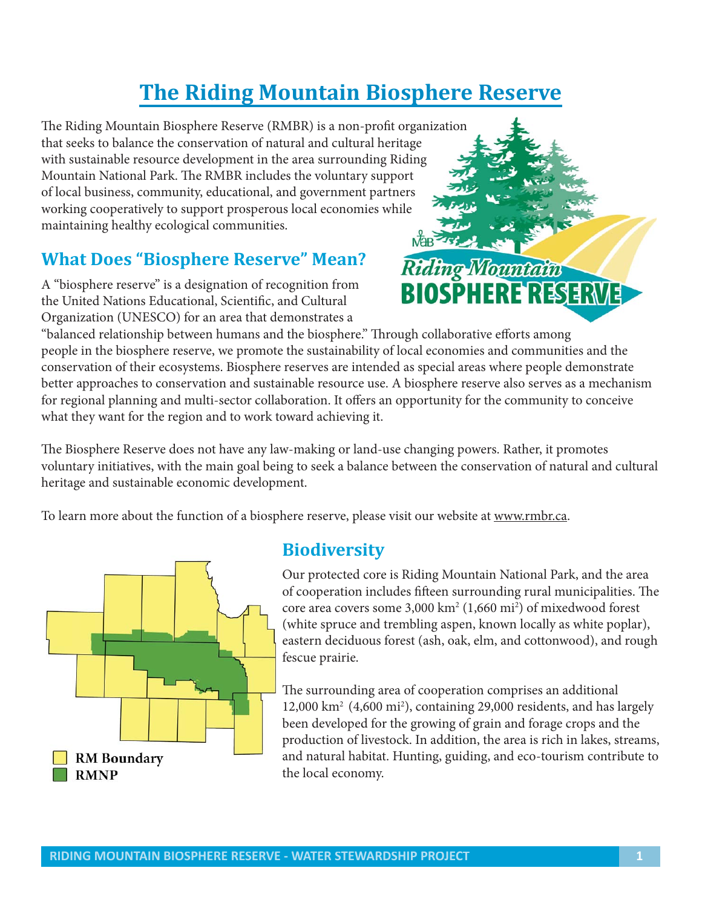# The Riding Mountain Biosphere Reserve

The Riding Mountain Biosphere Reserve (RMBR) is a non-profit organization that seeks to balance the conservation of natural and cultural heritage with sustainable resource development in the area surrounding Riding Mountain National Park. The RMBR includes the voluntary support of local business, community, educational, and government partners working cooperatively to support prosperous local economies while maintaining healthy ecological communities.

## What Does "Biosphere Reserve" Mean?

A "biosphere reserve" is a designation of recognition from the United Nations Educational, Scientific, and Cultural Organization (UNESCO) for an area that demonstrates a "balanced relationship between humans and the biosphere." Through collaborative efforts among people in the biosphere reserve, we promote the sustainability of local economies and communities and the conservation of their ecosystems. Biosphere reserves are intended as special areas where people demonstrate better approaches to conservation and sustainable resource use. A biosphere reserve also serves as a mechanism for regional planning and multi-sector collaboration. It offers an opportunity for the community to conceive what they want for the region and to work toward achieving it.

The Biosphere Reserve does not have any law-making or land-use changing powers. Rather, it promotes voluntary initiatives, with the main goal being to seek a balance between the conservation of natural and cultural heritage and sustainable economic development.

To learn more about the function of a biosphere reserve, please visit our website at www.rmbr.ca.

RM Boundary
RMNP

## Biodiversity

Our protected core is Riding Mountain National Park, and the area of cooperation includes fifteen surrounding rural municipalities. The core area covers some 3,000 km$^2$ (1,660 mi$^2$) of mixedwood forest (white spruce and trembling aspen, known locally as white poplar), eastern deciduous forest (ash, oak, elm, and cottonwood), and rough fescue prairie.

The surrounding area of cooperation comprises an additional 12,000 km$^2$ (4,600 mi$^2$), containing 29,000 residents, and has largely been developed for the growing of grain and forage crops and the production of livestock. In addition, the area is rich in lakes, streams, and natural habitat. Hunting, guiding, and eco-tourism contribute to the local economy.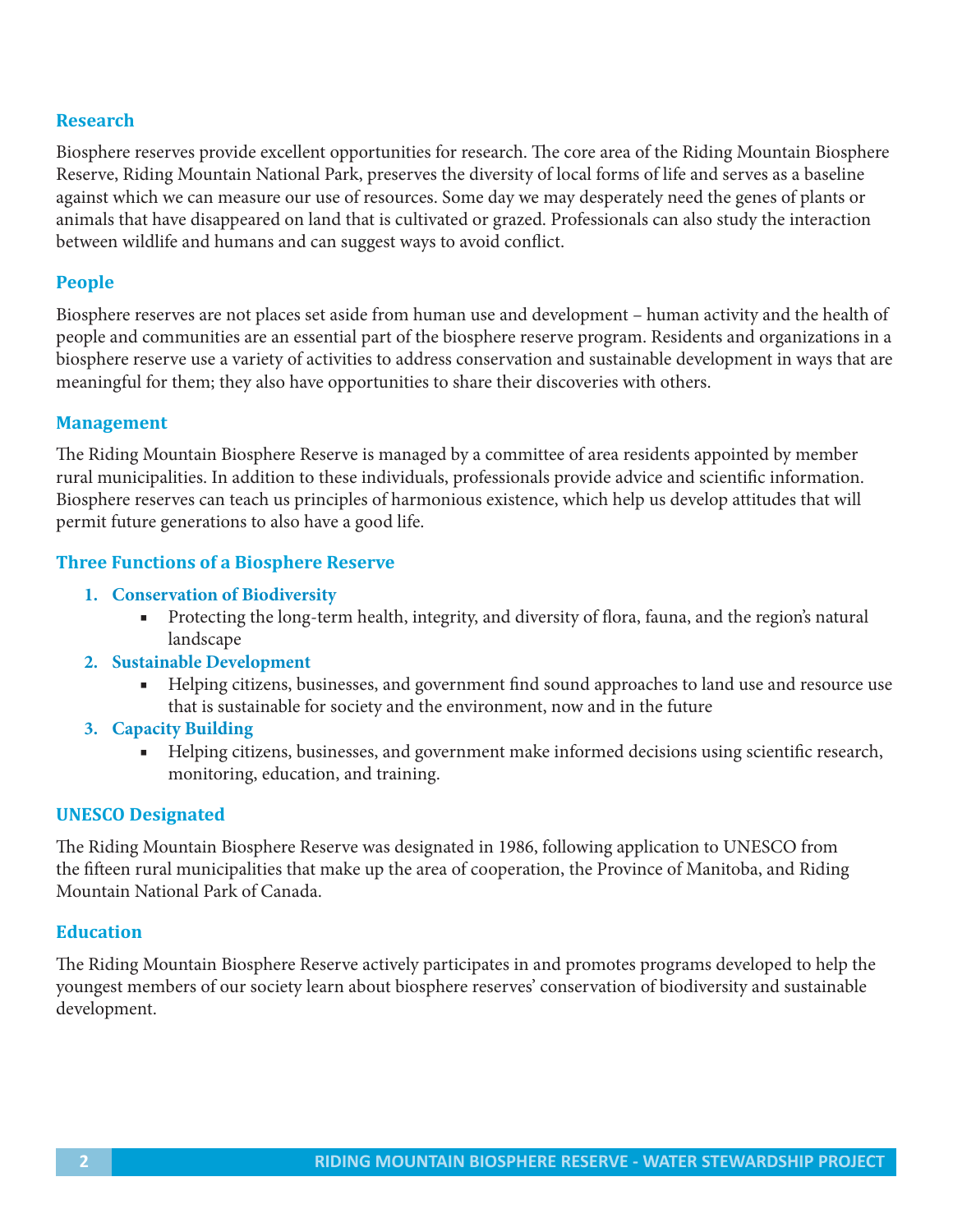## Research

Biosphere reserves provide excellent opportunities for research. The core area of the Riding Mountain Biosphere Reserve, Riding Mountain National Park, preserves the diversity of local forms of life and serves as a baseline against which we can measure our use of resources. Some day we may desperately need the genes of plants or animals that have disappeared on land that is cultivated or grazed. Professionals can also study the interaction between wildlife and humans and can suggest ways to avoid conflict.

## People

Biosphere reserves are not places set aside from human use and development – human activity and the health of people and communities are an essential part of the biosphere reserve program. Residents and organizations in a biosphere reserve use a variety of activities to address conservation and sustainable development in ways that are meaningful for them; they also have opportunities to share their discoveries with others.

## Management

The Riding Mountain Biosphere Reserve is managed by a committee of area residents appointed by member rural municipalities. In addition to these individuals, professionals provide advice and scientific information. Biosphere reserves can teach us principles of harmonious existence, which help us develop attitudes that will permit future generations to also have a good life.

## Three Functions of a Biosphere Reserve

1. **Conservation of Biodiversity**
   - Protecting the long-term health, integrity, and diversity of flora, fauna, and the region's natural landscape
2. **Sustainable Development**
   - Helping citizens, businesses, and government find sound approaches to land use and resource use that is sustainable for society and the environment, now and in the future
3. **Capacity Building**
   - Helping citizens, businesses, and government make informed decisions using scientific research, monitoring, education, and training.

## UNESCO Designated

The Riding Mountain Biosphere Reserve was designated in 1986, following application to UNESCO from the fifteen rural municipalities that make up the area of cooperation, the Province of Manitoba, and Riding Mountain National Park of Canada.

## Education

The Riding Mountain Biosphere Reserve actively participates in and promotes programs developed to help the youngest members of our society learn about biosphere reserves' conservation of biodiversity and sustainable development.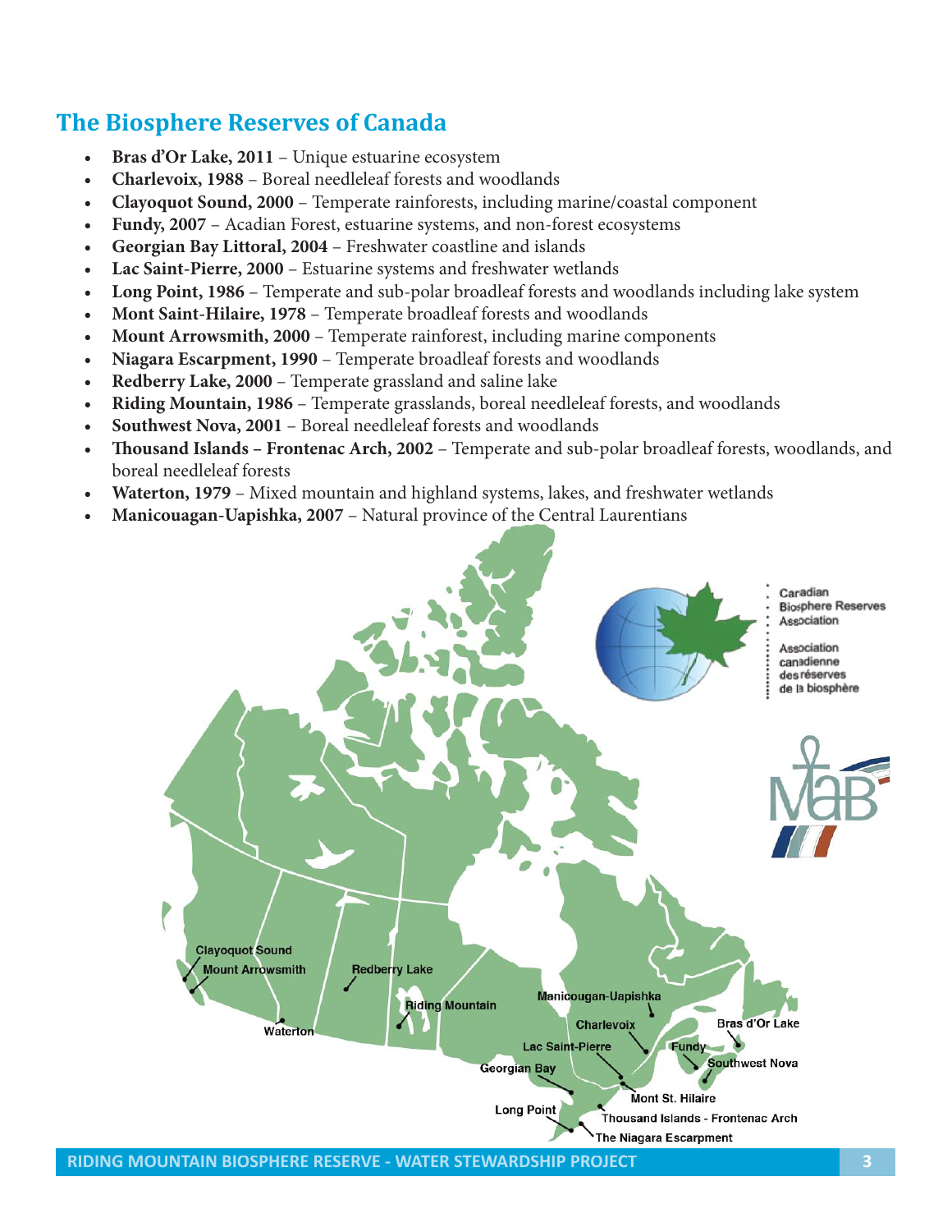## The Biosphere Reserves of Canada

- **Bras d'Or Lake, 2011** – Unique estuarine ecosystem
- **Charlevoix, 1988** – Boreal needleleaf forests and woodlands
- **Clayoquot Sound, 2000** – Temperate rainforests, including marine/coastal component
- **Fundy, 2007** – Acadian Forest, estuarine systems, and non-forest ecosystems
- **Georgian Bay Littoral, 2004** – Freshwater coastline and islands
- **Lac Saint-Pierre, 2000** – Estuarine systems and freshwater wetlands
- **Long Point, 1986** – Temperate and sub-polar broadleaf forests and woodlands including lake system
- **Mont Saint-Hilaire, 1978** – Temperate broadleaf forests and woodlands
- **Mount Arrowsmith, 2000** – Temperate rainforest, including marine components
- **Niagara Escarpment, 1990** – Temperate broadleaf forests and woodlands
- **Redberry Lake, 2000** – Temperate grassland and saline lake
- **Riding Mountain, 1986** – Temperate grasslands, boreal needleleaf forests, and woodlands
- **Southwest Nova, 2001** – Boreal needleleaf forests and woodlands
- **Thousand Islands – Frontenac Arch, 2002** – Temperate and sub-polar broadleaf forests, woodlands, and boreal needleleaf forests
- **Waterton, 1979** – Mixed mountain and highland systems, lakes, and freshwater wetlands
- **Manicouagan-Uapishka, 2007** – Natural province of the Central Laurentians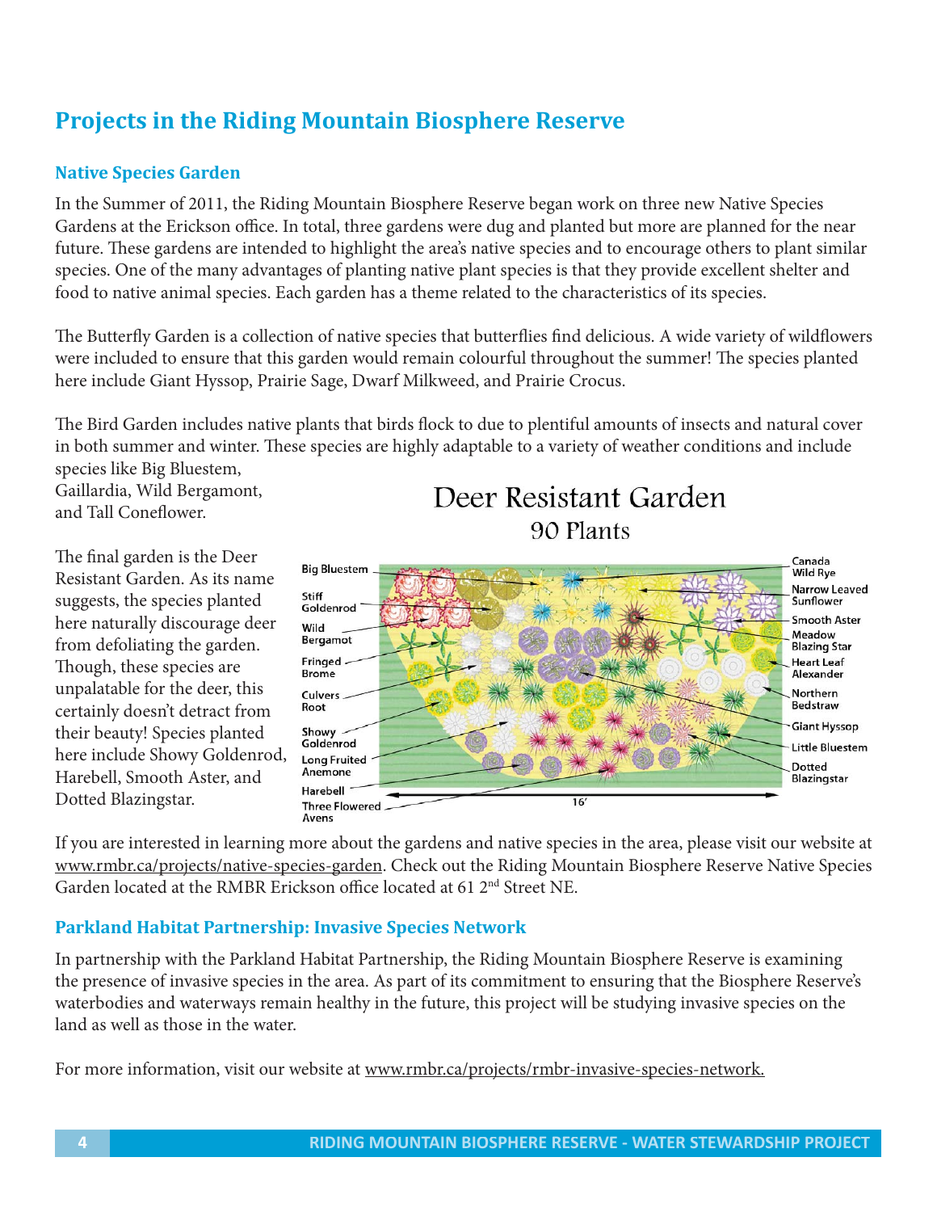# Projects in the Riding Mountain Biosphere Reserve

## Native Species Garden

In the Summer of 2011, the Riding Mountain Biosphere Reserve began work on three new Native Species Gardens at the Erickson office. In total, three gardens were dug and planted but more are planned for the near future. These gardens are intended to highlight the area's native species and to encourage others to plant similar species. One of the many advantages of planting native plant species is that they provide excellent shelter and food to native animal species. Each garden has a theme related to the characteristics of its species.

The Butterfly Garden is a collection of native species that butterflies find delicious. A wide variety of wildflowers were included to ensure that this garden would remain colourful throughout the summer! The species planted here include Giant Hyssop, Prairie Sage, Dwarf Milkweed, and Prairie Crocus.

The Bird Garden includes native plants that birds flock to due to plentiful amounts of insects and natural cover in both summer and winter. These species are highly adaptable to a variety of weather conditions and include species like Big Bluestem, Gaillardia, Wild Bergamont, and Tall Coneflower.

The final garden is the Deer Resistant Garden. As its name suggests, the species planted here naturally discourage deer from defoliating the garden. Though, these species are unpalatable for the deer, this certainly doesn't detract from their beauty! Species planted here include Showy Goldenrod, Harebell, Smooth Aster, and Dotted Blazingstar.

Deer Resistant Garden
90 Plants

Big Bluestem, Stiff Goldenrod, Wild Bergamot, Fringed Brome, Culvers Root, Showy Goldenrod, Long Fruited Anemone, Harebell, Three Flowered Avens, Canada Wild Rye, Narrow Leaved Sunflower, Smooth Aster, Meadow Blazing Star, Heart Leaf Alexander, Northern Bedstraw, Giant Hyssop, Little Bluestem, Dotted Blazingstar

16′

If you are interested in learning more about the gardens and native species in the area, please visit our website at www.rmbr.ca/projects/native-species-garden. Check out the Riding Mountain Biosphere Reserve Native Species Garden located at the RMBR Erickson office located at 61 2nd Street NE.

## Parkland Habitat Partnership: Invasive Species Network

In partnership with the Parkland Habitat Partnership, the Riding Mountain Biosphere Reserve is examining the presence of invasive species in the area. As part of its commitment to ensuring that the Biosphere Reserve's waterbodies and waterways remain healthy in the future, this project will be studying invasive species on the land as well as those in the water.

For more information, visit our website at www.rmbr.ca/projects/rmbr-invasive-species-network.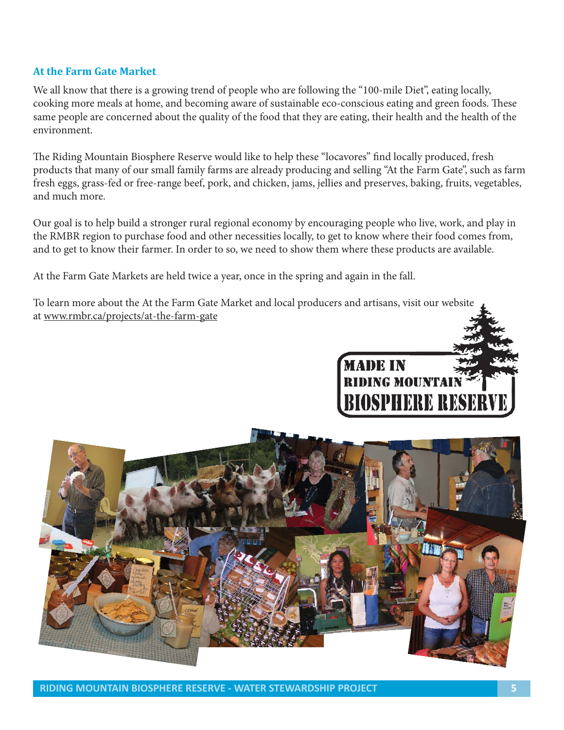## At the Farm Gate Market

We all know that there is a growing trend of people who are following the "100-mile Diet", eating locally, cooking more meals at home, and becoming aware of sustainable eco-conscious eating and green foods. These same people are concerned about the quality of the food that they are eating, their health and the health of the environment.

The Riding Mountain Biosphere Reserve would like to help these "locavores" find locally produced, fresh products that many of our small family farms are already producing and selling "At the Farm Gate", such as farm fresh eggs, grass-fed or free-range beef, pork, and chicken, jams, jellies and preserves, baking, fruits, vegetables, and much more.

Our goal is to help build a stronger rural regional economy by encouraging people who live, work, and play in the RMBR region to purchase food and other necessities locally, to get to know where their food comes from, and to get to know their farmer. In order to so, we need to show them where these products are available.

At the Farm Gate Markets are held twice a year, once in the spring and again in the fall.

To learn more about the At the Farm Gate Market and local producers and artisans, visit our website at www.rmbr.ca/projects/at-the-farm-gate

MADE IN RIDING MOUNTAIN BIOSPHERE RESERVE